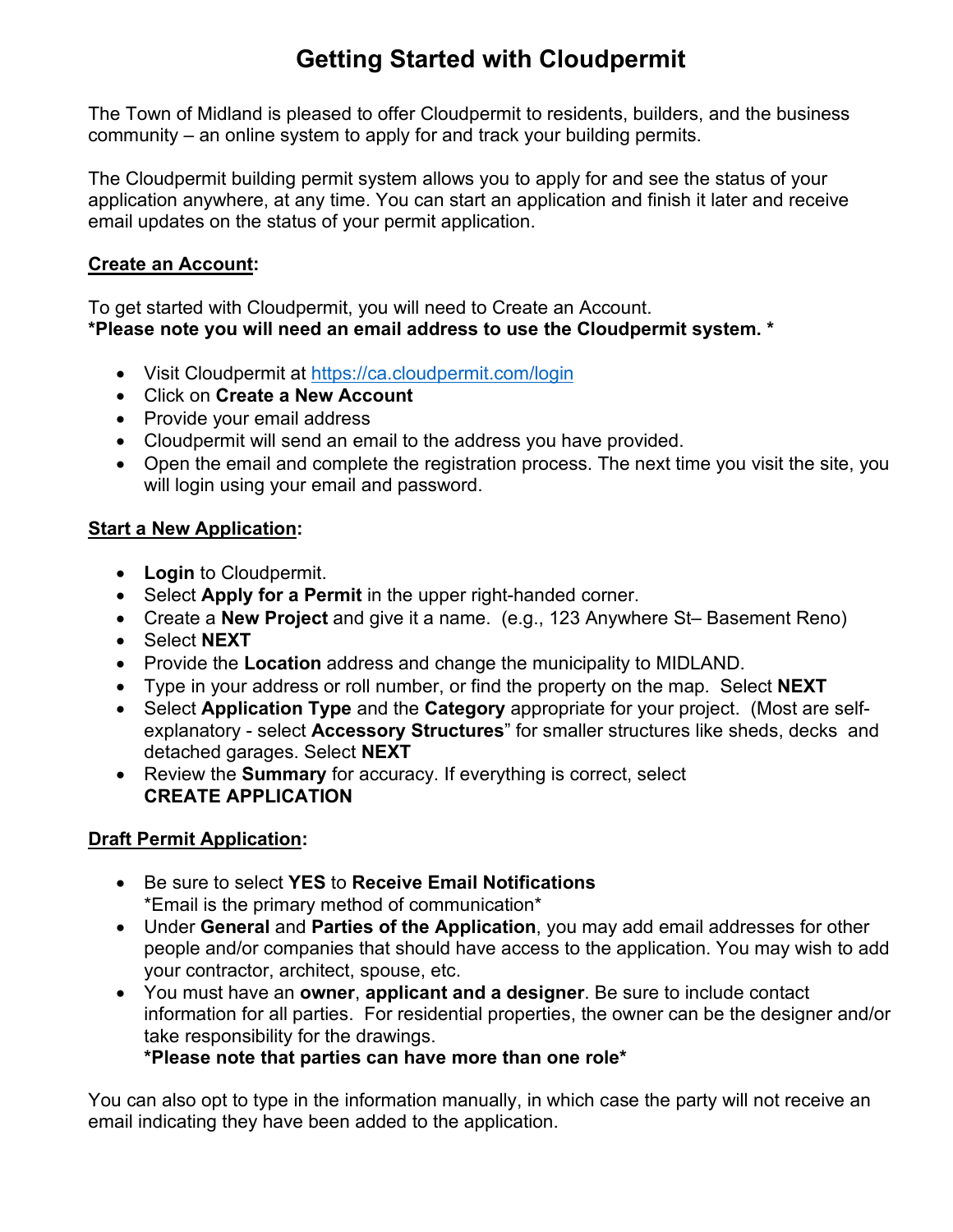# Getting Started with Cloudpermit

The Town of Midland is pleased to offer Cloudpermit to residents, builders, and the business community – an online system to apply for and track your building permits.

The Cloudpermit building permit system allows you to apply for and see the status of your application anywhere, at any time. You can start an application and finish it later and receive email updates on the status of your permit application.

**Create an Account:**

To get started with Cloudpermit, you will need to Create an Account.
**\*Please note you will need an email address to use the Cloudpermit system. \***

- Visit Cloudpermit at [https://ca.cloudpermit.com/login](https://ca.cloudpermit.com/login)
- Click on **Create a New Account**
- Provide your email address
- Cloudpermit will send an email to the address you have provided.
- Open the email and complete the registration process. The next time you visit the site, you will login using your email and password.

**Start a New Application:**

- **Login** to Cloudpermit.
- Select **Apply for a Permit** in the upper right-handed corner.
- Create a **New Project** and give it a name. (e.g., 123 Anywhere St– Basement Reno)
- Select **NEXT**
- Provide the **Location** address and change the municipality to MIDLAND.
- Type in your address or roll number, or find the property on the map. Select **NEXT**
- Select **Application Type** and the **Category** appropriate for your project. (Most are self-explanatory - select **Accessory Structures**" for smaller structures like sheds, decks and detached garages. Select **NEXT**
- Review the **Summary** for accuracy. If everything is correct, select **CREATE APPLICATION**

**Draft Permit Application:**

- Be sure to select **YES** to **Receive Email Notifications**
  \*Email is the primary method of communication\*
- Under **General** and **Parties of the Application**, you may add email addresses for other people and/or companies that should have access to the application. You may wish to add your contractor, architect, spouse, etc.
- You must have an **owner**, **applicant and a designer**. Be sure to include contact information for all parties. For residential properties, the owner can be the designer and/or take responsibility for the drawings.
  **\*Please note that parties can have more than one role\***

You can also opt to type in the information manually, in which case the party will not receive an email indicating they have been added to the application.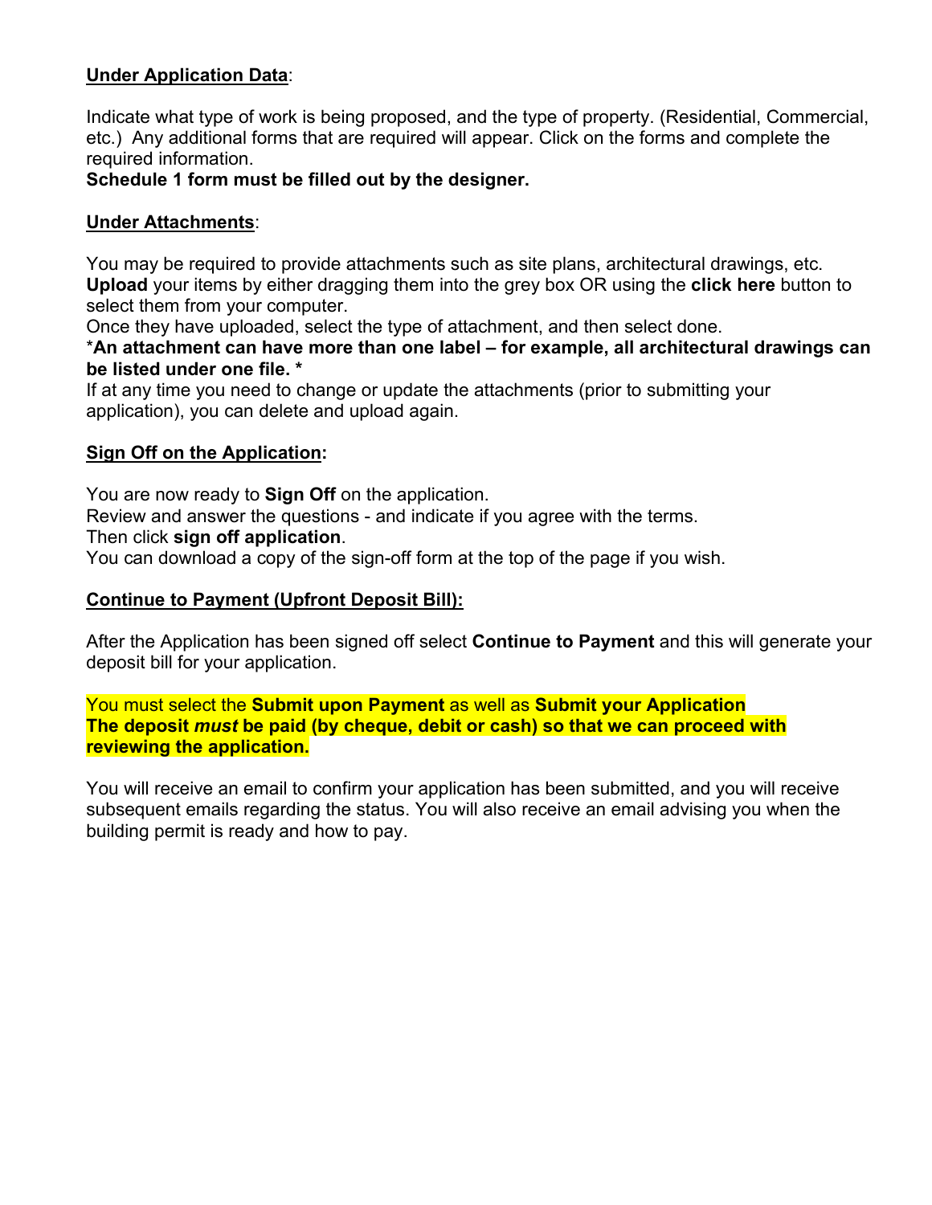**Under Application Data**:

Indicate what type of work is being proposed, and the type of property. (Residential, Commercial, etc.) Any additional forms that are required will appear. Click on the forms and complete the required information.
**Schedule 1 form must be filled out by the designer.**

**Under Attachments**:

You may be required to provide attachments such as site plans, architectural drawings, etc. **Upload** your items by either dragging them into the grey box OR using the **click here** button to select them from your computer.
Once they have uploaded, select the type of attachment, and then select done.
\***An attachment can have more than one label – for example, all architectural drawings can be listed under one file. \***
If at any time you need to change or update the attachments (prior to submitting your application), you can delete and upload again.

**Sign Off on the Application:**

You are now ready to **Sign Off** on the application.
Review and answer the questions - and indicate if you agree with the terms.
Then click **sign off application**.
You can download a copy of the sign-off form at the top of the page if you wish.

**Continue to Payment (Upfront Deposit Bill):**

After the Application has been signed off select **Continue to Payment** and this will generate your deposit bill for your application.

You must select the **Submit upon Payment** as well as **Submit your Application**
**The deposit *must* be paid (by cheque, debit or cash) so that we can proceed with reviewing the application.**

You will receive an email to confirm your application has been submitted, and you will receive subsequent emails regarding the status. You will also receive an email advising you when the building permit is ready and how to pay.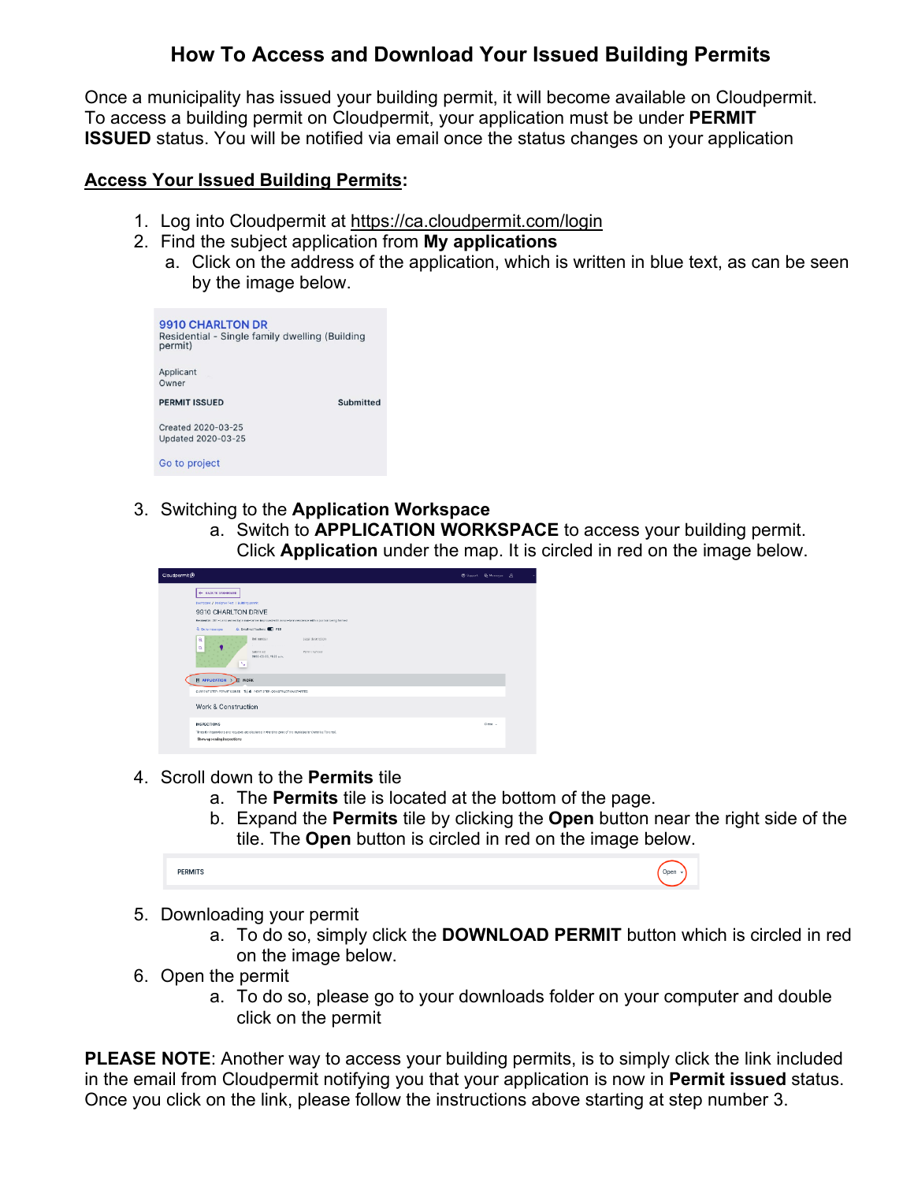# How To Access and Download Your Issued Building Permits

Once a municipality has issued your building permit, it will become available on Cloudpermit. To access a building permit on Cloudpermit, your application must be under **PERMIT ISSUED** status. You will be notified via email once the status changes on your application

## Access Your Issued Building Permits:

1. Log into Cloudpermit at https://ca.cloudpermit.com/login
2. Find the subject application from **My applications**
   a. Click on the address of the application, which is written in blue text, as can be seen by the image below.

9910 CHARLTON DR
Residential - Single family dwelling (Building permit)

Applicant
Owner

PERMIT ISSUED Submitted

Created 2020-03-25
Updated 2020-03-25

Go to project

3. Switching to the **Application Workspace**
   a. Switch to **APPLICATION WORKSPACE** to access your building permit. Click **Application** under the map. It is circled in red on the image below.

4. Scroll down to the **Permits** tile
   a. The **Permits** tile is located at the bottom of the page.
   b. Expand the **Permits** tile by clicking the **Open** button near the right side of the tile. The **Open** button is circled in red on the image below.

PERMITS Open

5. Downloading your permit
   a. To do so, simply click the **DOWNLOAD PERMIT** button which is circled in red on the image below.
6. Open the permit
   a. To do so, please go to your downloads folder on your computer and double click on the permit

**PLEASE NOTE**: Another way to access your building permits, is to simply click the link included in the email from Cloudpermit notifying you that your application is now in **Permit issued** status. Once you click on the link, please follow the instructions above starting at step number 3.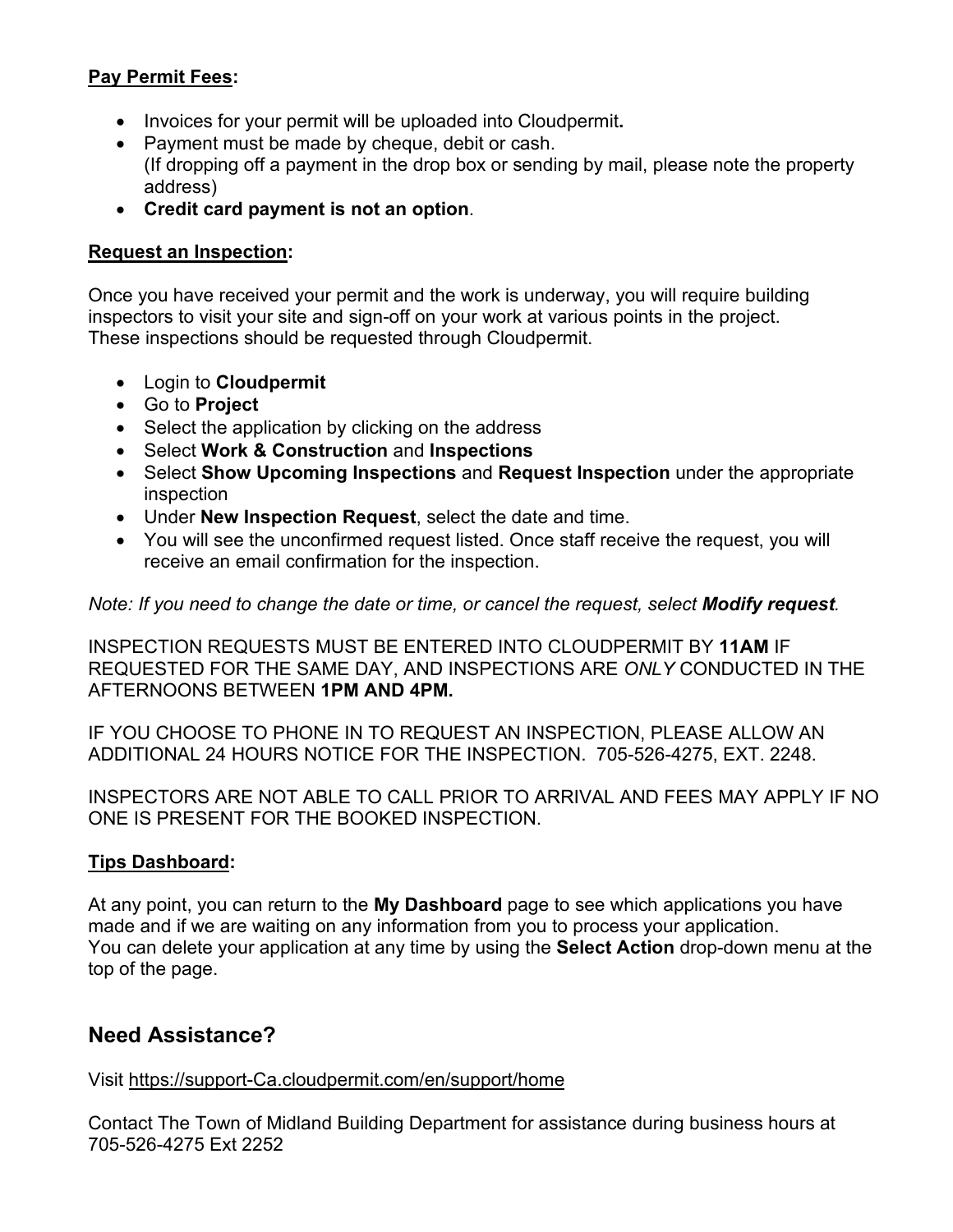**Pay Permit Fees:**

- Invoices for your permit will be uploaded into Cloudpermit**.**
- Payment must be made by cheque, debit or cash.
  (If dropping off a payment in the drop box or sending by mail, please note the property address)
- **Credit card payment is not an option**.

**Request an Inspection:**

Once you have received your permit and the work is underway, you will require building inspectors to visit your site and sign-off on your work at various points in the project. These inspections should be requested through Cloudpermit.

- Login to **Cloudpermit**
- Go to **Project**
- Select the application by clicking on the address
- Select **Work & Construction** and **Inspections**
- Select **Show Upcoming Inspections** and **Request Inspection** under the appropriate inspection
- Under **New Inspection Request**, select the date and time.
- You will see the unconfirmed request listed. Once staff receive the request, you will receive an email confirmation for the inspection.

*Note: If you need to change the date or time, or cancel the request, select **Modify request**.*

INSPECTION REQUESTS MUST BE ENTERED INTO CLOUDPERMIT BY **11AM** IF REQUESTED FOR THE SAME DAY, AND INSPECTIONS ARE *ONLY* CONDUCTED IN THE AFTERNOONS BETWEEN **1PM AND 4PM.**

IF YOU CHOOSE TO PHONE IN TO REQUEST AN INSPECTION, PLEASE ALLOW AN ADDITIONAL 24 HOURS NOTICE FOR THE INSPECTION. 705-526-4275, EXT. 2248.

INSPECTORS ARE NOT ABLE TO CALL PRIOR TO ARRIVAL AND FEES MAY APPLY IF NO ONE IS PRESENT FOR THE BOOKED INSPECTION.

**Tips Dashboard:**

At any point, you can return to the **My Dashboard** page to see which applications you have made and if we are waiting on any information from you to process your application.
You can delete your application at any time by using the **Select Action** drop-down menu at the top of the page.

## Need Assistance?

Visit https://support-Ca.cloudpermit.com/en/support/home

Contact The Town of Midland Building Department for assistance during business hours at 705-526-4275 Ext 2252